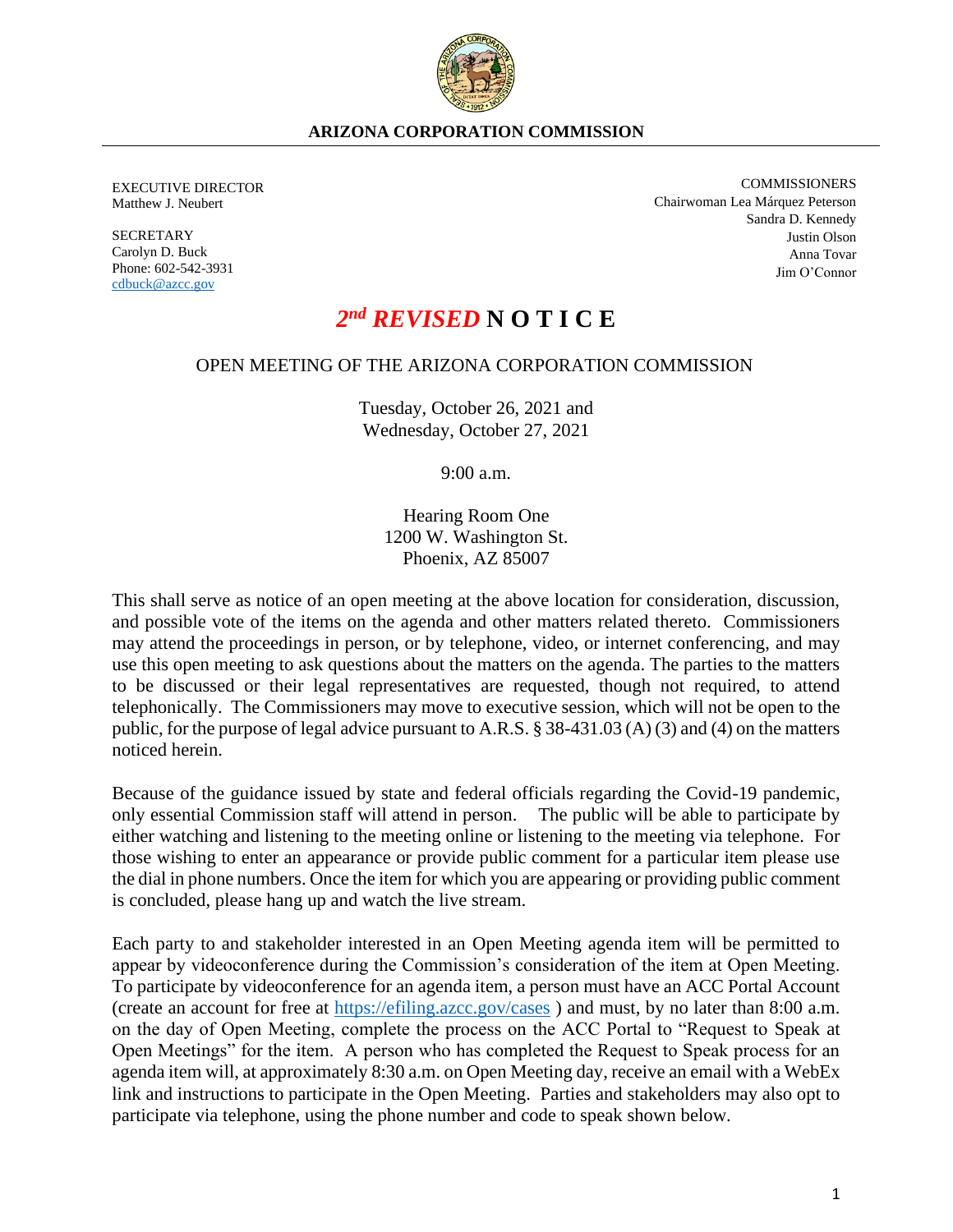**ARIZONA CORPORATION COMMISSION**

EXECUTIVE DIRECTOR
Matthew J. Neubert

SECRETARY
Carolyn D. Buck
Phone: 602-542-3931
cdbuck@azcc.gov

COMMISSIONERS
Chairwoman Lea Márquez Peterson
Sandra D. Kennedy
Justin Olson
Anna Tovar
Jim O'Connor

# *2nd REVISED* **N O T I C E**

OPEN MEETING OF THE ARIZONA CORPORATION COMMISSION

Tuesday, October 26, 2021 and
Wednesday, October 27, 2021

9:00 a.m.

Hearing Room One
1200 W. Washington St.
Phoenix, AZ 85007

This shall serve as notice of an open meeting at the above location for consideration, discussion, and possible vote of the items on the agenda and other matters related thereto. Commissioners may attend the proceedings in person, or by telephone, video, or internet conferencing, and may use this open meeting to ask questions about the matters on the agenda. The parties to the matters to be discussed or their legal representatives are requested, though not required, to attend telephonically. The Commissioners may move to executive session, which will not be open to the public, for the purpose of legal advice pursuant to A.R.S. § 38-431.03 (A) (3) and (4) on the matters noticed herein.

Because of the guidance issued by state and federal officials regarding the Covid-19 pandemic, only essential Commission staff will attend in person. The public will be able to participate by either watching and listening to the meeting online or listening to the meeting via telephone. For those wishing to enter an appearance or provide public comment for a particular item please use the dial in phone numbers. Once the item for which you are appearing or providing public comment is concluded, please hang up and watch the live stream.

Each party to and stakeholder interested in an Open Meeting agenda item will be permitted to appear by videoconference during the Commission's consideration of the item at Open Meeting. To participate by videoconference for an agenda item, a person must have an ACC Portal Account (create an account for free at https://efiling.azcc.gov/cases ) and must, by no later than 8:00 a.m. on the day of Open Meeting, complete the process on the ACC Portal to "Request to Speak at Open Meetings" for the item. A person who has completed the Request to Speak process for an agenda item will, at approximately 8:30 a.m. on Open Meeting day, receive an email with a WebEx link and instructions to participate in the Open Meeting. Parties and stakeholders may also opt to participate via telephone, using the phone number and code to speak shown below.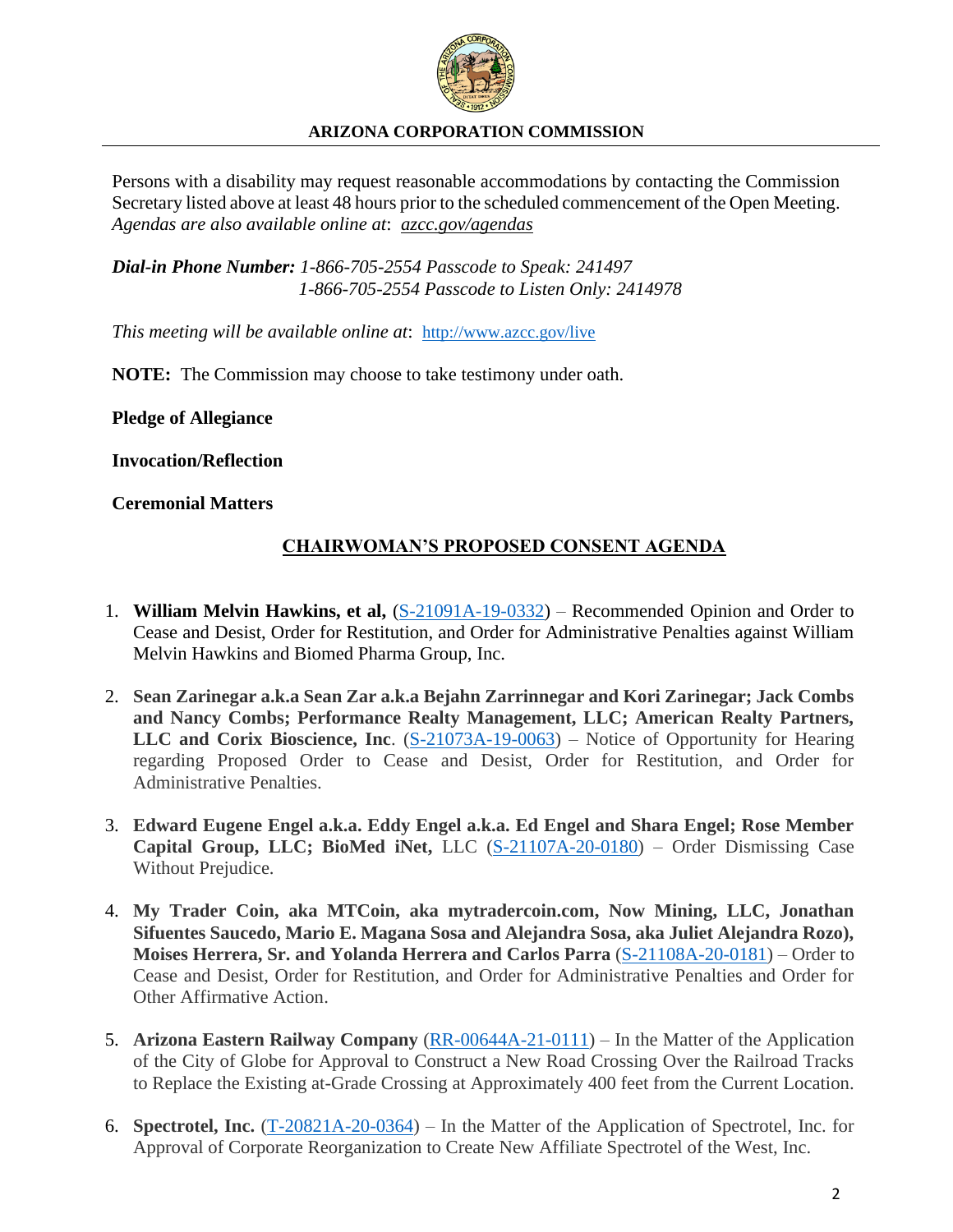**ARIZONA CORPORATION COMMISSION**

Persons with a disability may request reasonable accommodations by contacting the Commission Secretary listed above at least 48 hours prior to the scheduled commencement of the Open Meeting. *Agendas are also available online at*: *azcc.gov/agendas*

***Dial-in Phone Number:*** *1-866-705-2554 Passcode to Speak: 241497*
*1-866-705-2554 Passcode to Listen Only: 2414978*

*This meeting will be available online at*: http://www.azcc.gov/live

**NOTE:** The Commission may choose to take testimony under oath.

**Pledge of Allegiance**

**Invocation/Reflection**

**Ceremonial Matters**

## CHAIRWOMAN'S PROPOSED CONSENT AGENDA

1. **William Melvin Hawkins, et al,** (S-21091A-19-0332) – Recommended Opinion and Order to Cease and Desist, Order for Restitution, and Order for Administrative Penalties against William Melvin Hawkins and Biomed Pharma Group, Inc.

2. **Sean Zarinegar a.k.a Sean Zar a.k.a Bejahn Zarrinnegar and Kori Zarinegar; Jack Combs and Nancy Combs; Performance Realty Management, LLC; American Realty Partners, LLC and Corix Bioscience, Inc**. (S-21073A-19-0063) – Notice of Opportunity for Hearing regarding Proposed Order to Cease and Desist, Order for Restitution, and Order for Administrative Penalties.

3. **Edward Eugene Engel a.k.a. Eddy Engel a.k.a. Ed Engel and Shara Engel; Rose Member Capital Group, LLC; BioMed iNet,** LLC (S-21107A-20-0180) – Order Dismissing Case Without Prejudice.

4. **My Trader Coin, aka MTCoin, aka mytradercoin.com, Now Mining, LLC, Jonathan Sifuentes Saucedo, Mario E. Magana Sosa and Alejandra Sosa, aka Juliet Alejandra Rozo), Moises Herrera, Sr. and Yolanda Herrera and Carlos Parra** (S-21108A-20-0181) – Order to Cease and Desist, Order for Restitution, and Order for Administrative Penalties and Order for Other Affirmative Action.

5. **Arizona Eastern Railway Company** (RR-00644A-21-0111) – In the Matter of the Application of the City of Globe for Approval to Construct a New Road Crossing Over the Railroad Tracks to Replace the Existing at-Grade Crossing at Approximately 400 feet from the Current Location.

6. **Spectrotel, Inc.** (T-20821A-20-0364) – In the Matter of the Application of Spectrotel, Inc. for Approval of Corporate Reorganization to Create New Affiliate Spectrotel of the West, Inc.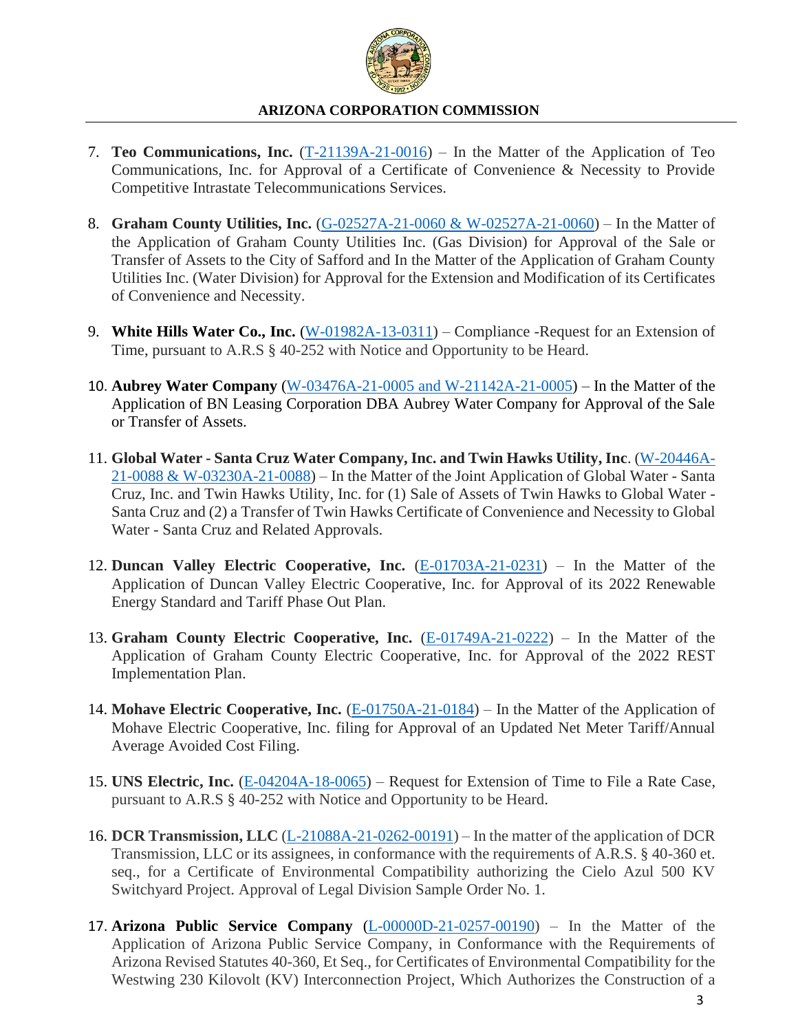7. **Teo Communications, Inc.** (T-21139A-21-0016) – In the Matter of the Application of Teo Communications, Inc. for Approval of a Certificate of Convenience & Necessity to Provide Competitive Intrastate Telecommunications Services.

8. **Graham County Utilities, Inc.** (G-02527A-21-0060 & W-02527A-21-0060) – In the Matter of the Application of Graham County Utilities Inc. (Gas Division) for Approval of the Sale or Transfer of Assets to the City of Safford and In the Matter of the Application of Graham County Utilities Inc. (Water Division) for Approval for the Extension and Modification of its Certificates of Convenience and Necessity.

9. **White Hills Water Co., Inc.** (W-01982A-13-0311) – Compliance -Request for an Extension of Time, pursuant to A.R.S § 40-252 with Notice and Opportunity to be Heard.

10. **Aubrey Water Company** (W-03476A-21-0005 and W-21142A-21-0005) – In the Matter of the Application of BN Leasing Corporation DBA Aubrey Water Company for Approval of the Sale or Transfer of Assets.

11. **Global Water - Santa Cruz Water Company, Inc. and Twin Hawks Utility, Inc**. (W-20446A-21-0088 & W-03230A-21-0088) – In the Matter of the Joint Application of Global Water - Santa Cruz, Inc. and Twin Hawks Utility, Inc. for (1) Sale of Assets of Twin Hawks to Global Water - Santa Cruz and (2) a Transfer of Twin Hawks Certificate of Convenience and Necessity to Global Water - Santa Cruz and Related Approvals.

12. **Duncan Valley Electric Cooperative, Inc.** (E-01703A-21-0231) – In the Matter of the Application of Duncan Valley Electric Cooperative, Inc. for Approval of its 2022 Renewable Energy Standard and Tariff Phase Out Plan.

13. **Graham County Electric Cooperative, Inc.** (E-01749A-21-0222) – In the Matter of the Application of Graham County Electric Cooperative, Inc. for Approval of the 2022 REST Implementation Plan.

14. **Mohave Electric Cooperative, Inc.** (E-01750A-21-0184) – In the Matter of the Application of Mohave Electric Cooperative, Inc. filing for Approval of an Updated Net Meter Tariff/Annual Average Avoided Cost Filing.

15. **UNS Electric, Inc.** (E-04204A-18-0065) – Request for Extension of Time to File a Rate Case, pursuant to A.R.S § 40-252 with Notice and Opportunity to be Heard.

16. **DCR Transmission, LLC** (L-21088A-21-0262-00191) – In the matter of the application of DCR Transmission, LLC or its assignees, in conformance with the requirements of A.R.S. § 40-360 et. seq., for a Certificate of Environmental Compatibility authorizing the Cielo Azul 500 KV Switchyard Project. Approval of Legal Division Sample Order No. 1.

17. **Arizona Public Service Company** (L-00000D-21-0257-00190) – In the Matter of the Application of Arizona Public Service Company, in Conformance with the Requirements of Arizona Revised Statutes 40-360, Et Seq., for Certificates of Environmental Compatibility for the Westwing 230 Kilovolt (KV) Interconnection Project, Which Authorizes the Construction of a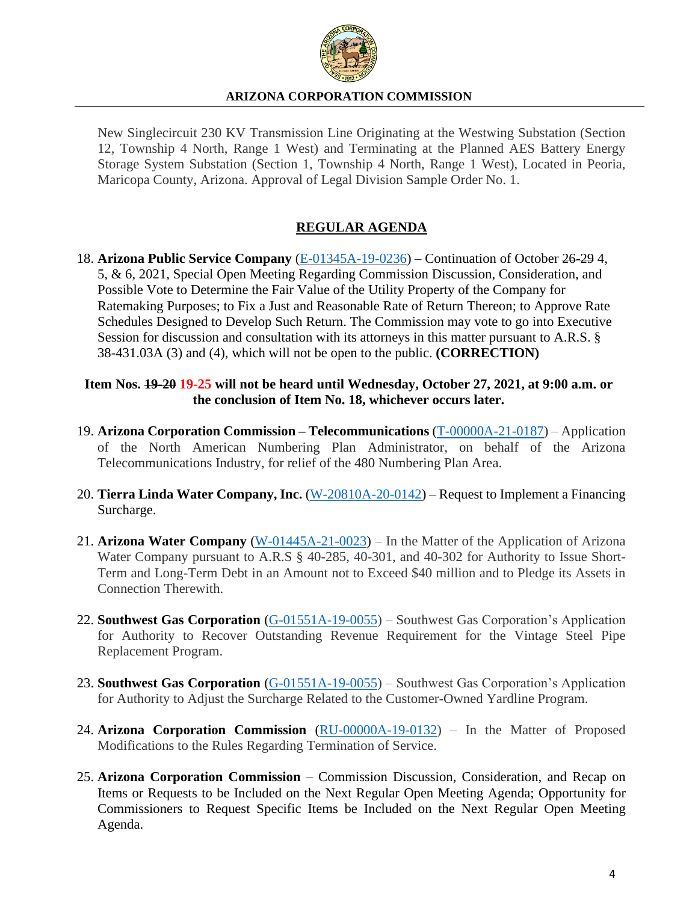New Singlecircuit 230 KV Transmission Line Originating at the Westwing Substation (Section 12, Township 4 North, Range 1 West) and Terminating at the Planned AES Battery Energy Storage System Substation (Section 1, Township 4 North, Range 1 West), Located in Peoria, Maricopa County, Arizona. Approval of Legal Division Sample Order No. 1.

## REGULAR AGENDA

18. **Arizona Public Service Company** (E-01345A-19-0236) – Continuation of October ~~26-29~~ 4, 5, & 6, 2021, Special Open Meeting Regarding Commission Discussion, Consideration, and Possible Vote to Determine the Fair Value of the Utility Property of the Company for Ratemaking Purposes; to Fix a Just and Reasonable Rate of Return Thereon; to Approve Rate Schedules Designed to Develop Such Return. The Commission may vote to go into Executive Session for discussion and consultation with its attorneys in this matter pursuant to A.R.S. § 38-431.03A (3) and (4), which will not be open to the public. **(CORRECTION)**

**Item Nos. ~~19-20~~ 19-25 will not be heard until Wednesday, October 27, 2021, at 9:00 a.m. or the conclusion of Item No. 18, whichever occurs later.**

19. **Arizona Corporation Commission – Telecommunications** (T-00000A-21-0187) – Application of the North American Numbering Plan Administrator, on behalf of the Arizona Telecommunications Industry, for relief of the 480 Numbering Plan Area.

20. **Tierra Linda Water Company, Inc.** (W-20810A-20-0142) – Request to Implement a Financing Surcharge.

21. **Arizona Water Company** (W-01445A-21-0023) – In the Matter of the Application of Arizona Water Company pursuant to A.R.S § 40-285, 40-301, and 40-302 for Authority to Issue Short-Term and Long-Term Debt in an Amount not to Exceed $40 million and to Pledge its Assets in Connection Therewith.

22. **Southwest Gas Corporation** (G-01551A-19-0055) – Southwest Gas Corporation's Application for Authority to Recover Outstanding Revenue Requirement for the Vintage Steel Pipe Replacement Program.

23. **Southwest Gas Corporation** (G-01551A-19-0055) – Southwest Gas Corporation's Application for Authority to Adjust the Surcharge Related to the Customer-Owned Yardline Program.

24. **Arizona Corporation Commission** (RU-00000A-19-0132) – In the Matter of Proposed Modifications to the Rules Regarding Termination of Service.

25. **Arizona Corporation Commission** – Commission Discussion, Consideration, and Recap on Items or Requests to be Included on the Next Regular Open Meeting Agenda; Opportunity for Commissioners to Request Specific Items be Included on the Next Regular Open Meeting Agenda.